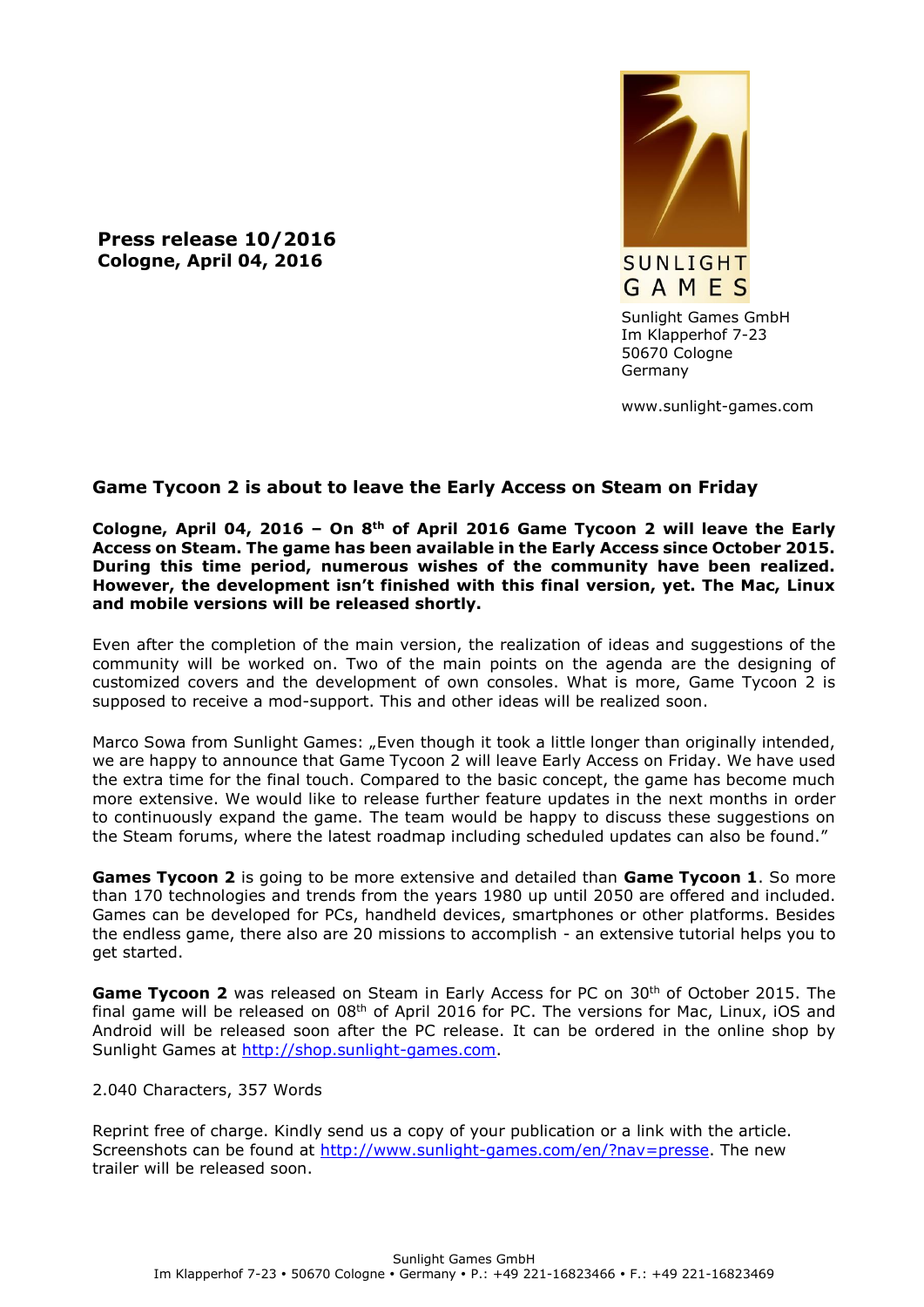**Press release 10/2016**
**Cologne, April 04, 2016**

SUNLIGHT GAMES

Sunlight Games GmbH
Im Klapperhof 7-23
50670 Cologne
Germany

www.sunlight-games.com

## Game Tycoon 2 is about to leave the Early Access on Steam on Friday

**Cologne, April 04, 2016 – On 8th of April 2016 Game Tycoon 2 will leave the Early Access on Steam. The game has been available in the Early Access since October 2015. During this time period, numerous wishes of the community have been realized. However, the development isn't finished with this final version, yet. The Mac, Linux and mobile versions will be released shortly.**

Even after the completion of the main version, the realization of ideas and suggestions of the community will be worked on. Two of the main points on the agenda are the designing of customized covers and the development of own consoles. What is more, Game Tycoon 2 is supposed to receive a mod-support. This and other ideas will be realized soon.

Marco Sowa from Sunlight Games: „Even though it took a little longer than originally intended, we are happy to announce that Game Tycoon 2 will leave Early Access on Friday. We have used the extra time for the final touch. Compared to the basic concept, the game has become much more extensive. We would like to release further feature updates in the next months in order to continuously expand the game. The team would be happy to discuss these suggestions on the Steam forums, where the latest roadmap including scheduled updates can also be found."

**Games Tycoon 2** is going to be more extensive and detailed than **Game Tycoon 1**. So more than 170 technologies and trends from the years 1980 up until 2050 are offered and included. Games can be developed for PCs, handheld devices, smartphones or other platforms. Besides the endless game, there also are 20 missions to accomplish - an extensive tutorial helps you to get started.

**Game Tycoon 2** was released on Steam in Early Access for PC on 30th of October 2015. The final game will be released on 08th of April 2016 for PC. The versions for Mac, Linux, iOS and Android will be released soon after the PC release. It can be ordered in the online shop by Sunlight Games at http://shop.sunlight-games.com.

2.040 Characters, 357 Words

Reprint free of charge. Kindly send us a copy of your publication or a link with the article. Screenshots can be found at http://www.sunlight-games.com/en/?nav=presse. The new trailer will be released soon.

Sunlight Games GmbH
Im Klapperhof 7-23 • 50670 Cologne • Germany • P.: +49 221-16823466 • F.: +49 221-16823469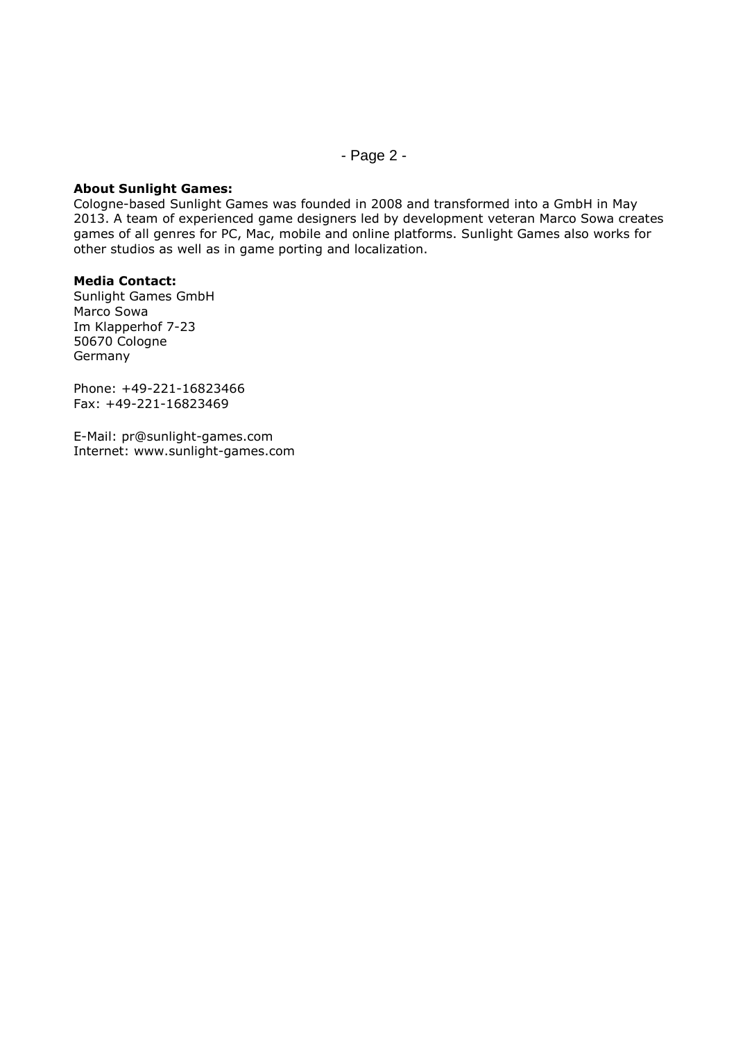**About Sunlight Games:**
Cologne-based Sunlight Games was founded in 2008 and transformed into a GmbH in May 2013. A team of experienced game designers led by development veteran Marco Sowa creates games of all genres for PC, Mac, mobile and online platforms. Sunlight Games also works for other studios as well as in game porting and localization.

**Media Contact:**
Sunlight Games GmbH
Marco Sowa
Im Klapperhof 7-23
50670 Cologne
Germany

Phone: +49-221-16823466
Fax: +49-221-16823469

E-Mail: pr@sunlight-games.com
Internet: www.sunlight-games.com